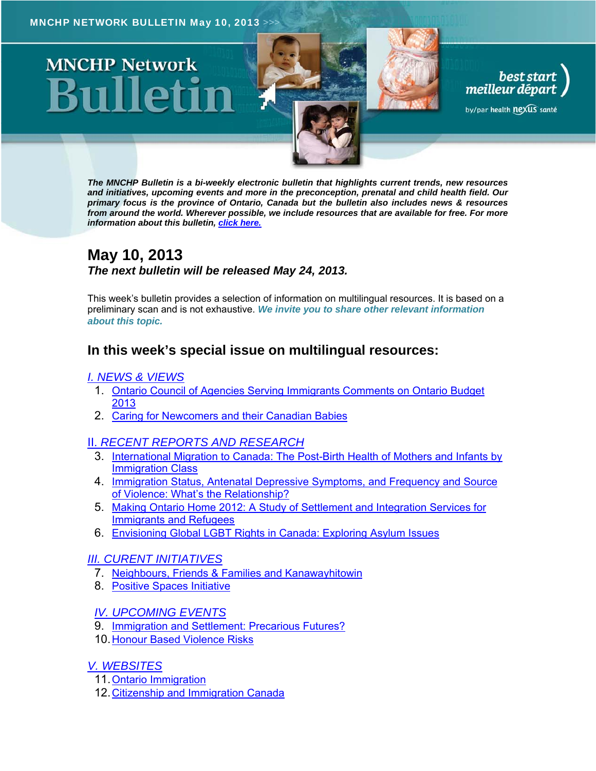MNCHP NETWORK BULLETIN May 10, 2013 >>>

# MNCHP Network Bulletin

best start
meilleur départ
by/par health nexus santé

***The MNCHP Bulletin is a bi-weekly electronic bulletin that highlights current trends, new resources and initiatives, upcoming events and more in the preconception, prenatal and child health field. Our primary focus is the province of Ontario, Canada but the bulletin also includes news & resources from around the world. Wherever possible, we include resources that are available for free. For more information about this bulletin, click here.***

## May 10, 2013

***The next bulletin will be released May 24, 2013.***

This week's bulletin provides a selection of information on multilingual resources. It is based on a preliminary scan and is not exhaustive. ***We invite you to share other relevant information about this topic.***

## In this week's special issue on multilingual resources:

*I. NEWS & VIEWS*

1. Ontario Council of Agencies Serving Immigrants Comments on Ontario Budget 2013
2. Caring for Newcomers and their Canadian Babies

*II. RECENT REPORTS AND RESEARCH*

3. International Migration to Canada: The Post-Birth Health of Mothers and Infants by Immigration Class
4. Immigration Status, Antenatal Depressive Symptoms, and Frequency and Source of Violence: What's the Relationship?
5. Making Ontario Home 2012: A Study of Settlement and Integration Services for Immigrants and Refugees
6. Envisioning Global LGBT Rights in Canada: Exploring Asylum Issues

*III. CURENT INITIATIVES*

7. Neighbours, Friends & Families and Kanawayhitowin
8. Positive Spaces Initiative

*IV. UPCOMING EVENTS*

9. Immigration and Settlement: Precarious Futures?
10. Honour Based Violence Risks

*V. WEBSITES*

11. Ontario Immigration
12. Citizenship and Immigration Canada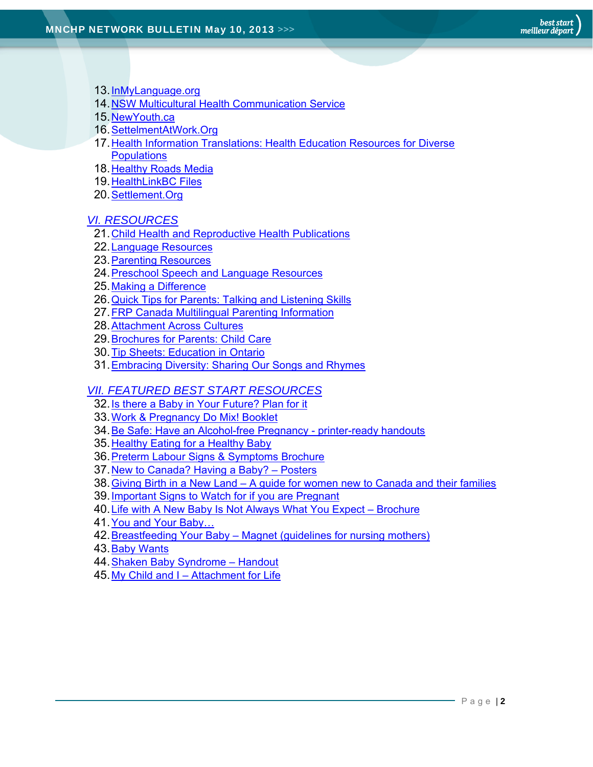13. InMyLanguage.org
14. NSW Multicultural Health Communication Service
15. NewYouth.ca
16. SettelmentAtWork.Org
17. Health Information Translations: Health Education Resources for Diverse Populations
18. Healthy Roads Media
19. HealthLinkBC Files
20. Settlement.Org

## VI. RESOURCES

21. Child Health and Reproductive Health Publications
22. Language Resources
23. Parenting Resources
24. Preschool Speech and Language Resources
25. Making a Difference
26. Quick Tips for Parents: Talking and Listening Skills
27. FRP Canada Multilingual Parenting Information
28. Attachment Across Cultures
29. Brochures for Parents: Child Care
30. Tip Sheets: Education in Ontario
31. Embracing Diversity: Sharing Our Songs and Rhymes

## VII. FEATURED BEST START RESOURCES

32. Is there a Baby in Your Future? Plan for it
33. Work & Pregnancy Do Mix! Booklet
34. Be Safe: Have an Alcohol-free Pregnancy - printer-ready handouts
35. Healthy Eating for a Healthy Baby
36. Preterm Labour Signs & Symptoms Brochure
37. New to Canada? Having a Baby? – Posters
38. Giving Birth in a New Land – A guide for women new to Canada and their families
39. Important Signs to Watch for if you are Pregnant
40. Life with A New Baby Is Not Always What You Expect – Brochure
41. You and Your Baby…
42. Breastfeeding Your Baby – Magnet (guidelines for nursing mothers)
43. Baby Wants
44. Shaken Baby Syndrome – Handout
45. My Child and I – Attachment for Life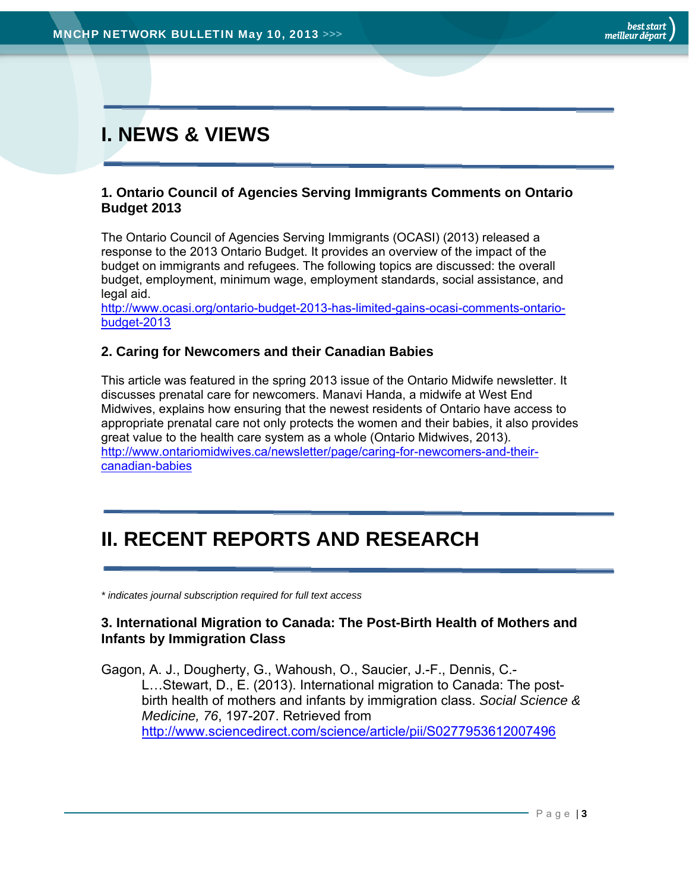# I. NEWS & VIEWS

### 1. Ontario Council of Agencies Serving Immigrants Comments on Ontario Budget 2013

The Ontario Council of Agencies Serving Immigrants (OCASI) (2013) released a response to the 2013 Ontario Budget. It provides an overview of the impact of the budget on immigrants and refugees. The following topics are discussed: the overall budget, employment, minimum wage, employment standards, social assistance, and legal aid.
http://www.ocasi.org/ontario-budget-2013-has-limited-gains-ocasi-comments-ontario-budget-2013

### 2. Caring for Newcomers and their Canadian Babies

This article was featured in the spring 2013 issue of the Ontario Midwife newsletter. It discusses prenatal care for newcomers. Manavi Handa, a midwife at West End Midwives, explains how ensuring that the newest residents of Ontario have access to appropriate prenatal care not only protects the women and their babies, it also provides great value to the health care system as a whole (Ontario Midwives, 2013).
http://www.ontariomidwives.ca/newsletter/page/caring-for-newcomers-and-their-canadian-babies

# II. RECENT REPORTS AND RESEARCH

*\* indicates journal subscription required for full text access*

### 3. International Migration to Canada: The Post-Birth Health of Mothers and Infants by Immigration Class

Gagon, A. J., Dougherty, G., Wahoush, O., Saucier, J.-F., Dennis, C.-L…Stewart, D., E. (2013). International migration to Canada: The post-birth health of mothers and infants by immigration class. *Social Science & Medicine, 76*, 197-207. Retrieved from http://www.sciencedirect.com/science/article/pii/S0277953612007496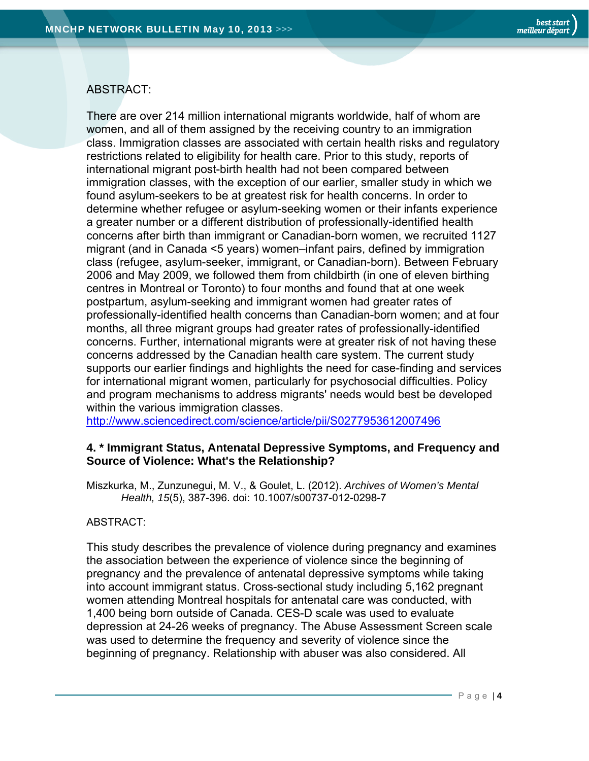ABSTRACT:

There are over 214 million international migrants worldwide, half of whom are women, and all of them assigned by the receiving country to an immigration class. Immigration classes are associated with certain health risks and regulatory restrictions related to eligibility for health care. Prior to this study, reports of international migrant post-birth health had not been compared between immigration classes, with the exception of our earlier, smaller study in which we found asylum-seekers to be at greatest risk for health concerns. In order to determine whether refugee or asylum-seeking women or their infants experience a greater number or a different distribution of professionally-identified health concerns after birth than immigrant or Canadian-born women, we recruited 1127 migrant (and in Canada <5 years) women–infant pairs, defined by immigration class (refugee, asylum-seeker, immigrant, or Canadian-born). Between February 2006 and May 2009, we followed them from childbirth (in one of eleven birthing centres in Montreal or Toronto) to four months and found that at one week postpartum, asylum-seeking and immigrant women had greater rates of professionally-identified health concerns than Canadian-born women; and at four months, all three migrant groups had greater rates of professionally-identified concerns. Further, international migrants were at greater risk of not having these concerns addressed by the Canadian health care system. The current study supports our earlier findings and highlights the need for case-finding and services for international migrant women, particularly for psychosocial difficulties. Policy and program mechanisms to address migrants' needs would best be developed within the various immigration classes.
http://www.sciencedirect.com/science/article/pii/S0277953612007496

**4. * Immigrant Status, Antenatal Depressive Symptoms, and Frequency and Source of Violence: What's the Relationship?**

Miszkurka, M., Zunzunegui, M. V., & Goulet, L. (2012). *Archives of Women's Mental Health, 15*(5), 387-396. doi: 10.1007/s00737-012-0298-7

ABSTRACT:

This study describes the prevalence of violence during pregnancy and examines the association between the experience of violence since the beginning of pregnancy and the prevalence of antenatal depressive symptoms while taking into account immigrant status. Cross-sectional study including 5,162 pregnant women attending Montreal hospitals for antenatal care was conducted, with 1,400 being born outside of Canada. CES-D scale was used to evaluate depression at 24-26 weeks of pregnancy. The Abuse Assessment Screen scale was used to determine the frequency and severity of violence since the beginning of pregnancy. Relationship with abuser was also considered. All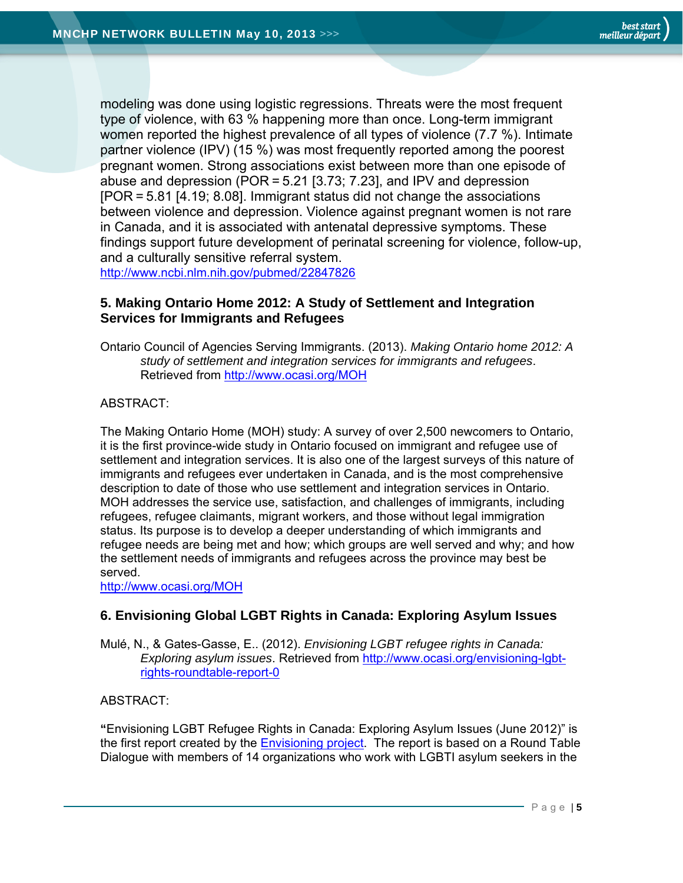modeling was done using logistic regressions. Threats were the most frequent type of violence, with 63 % happening more than once. Long-term immigrant women reported the highest prevalence of all types of violence (7.7 %). Intimate partner violence (IPV) (15 %) was most frequently reported among the poorest pregnant women. Strong associations exist between more than one episode of abuse and depression (POR = 5.21 [3.73; 7.23], and IPV and depression [POR = 5.81 [4.19; 8.08]. Immigrant status did not change the associations between violence and depression. Violence against pregnant women is not rare in Canada, and it is associated with antenatal depressive symptoms. These findings support future development of perinatal screening for violence, follow-up, and a culturally sensitive referral system.
http://www.ncbi.nlm.nih.gov/pubmed/22847826

### 5. Making Ontario Home 2012: A Study of Settlement and Integration Services for Immigrants and Refugees

Ontario Council of Agencies Serving Immigrants. (2013). *Making Ontario home 2012: A study of settlement and integration services for immigrants and refugees*. Retrieved from http://www.ocasi.org/MOH

ABSTRACT:

The Making Ontario Home (MOH) study: A survey of over 2,500 newcomers to Ontario, it is the first province-wide study in Ontario focused on immigrant and refugee use of settlement and integration services. It is also one of the largest surveys of this nature of immigrants and refugees ever undertaken in Canada, and is the most comprehensive description to date of those who use settlement and integration services in Ontario. MOH addresses the service use, satisfaction, and challenges of immigrants, including refugees, refugee claimants, migrant workers, and those without legal immigration status. Its purpose is to develop a deeper understanding of which immigrants and refugee needs are being met and how; which groups are well served and why; and how the settlement needs of immigrants and refugees across the province may best be served.
http://www.ocasi.org/MOH

### 6. Envisioning Global LGBT Rights in Canada: Exploring Asylum Issues

Mulé, N., & Gates-Gasse, E.. (2012). *Envisioning LGBT refugee rights in Canada: Exploring asylum issues*. Retrieved from http://www.ocasi.org/envisioning-lgbt-rights-roundtable-report-0

ABSTRACT:

**"**Envisioning LGBT Refugee Rights in Canada: Exploring Asylum Issues (June 2012)" is the first report created by the Envisioning project. The report is based on a Round Table Dialogue with members of 14 organizations who work with LGBTI asylum seekers in the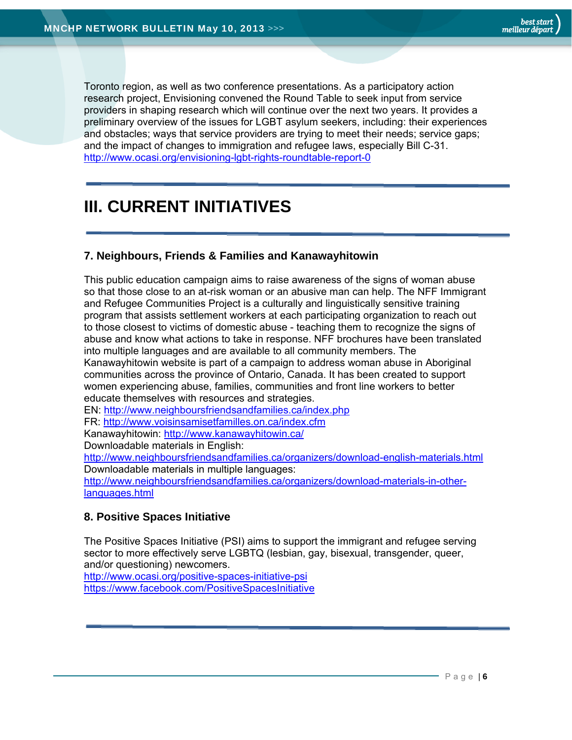Toronto region, as well as two conference presentations. As a participatory action research project, Envisioning convened the Round Table to seek input from service providers in shaping research which will continue over the next two years. It provides a preliminary overview of the issues for LGBT asylum seekers, including: their experiences and obstacles; ways that service providers are trying to meet their needs; service gaps; and the impact of changes to immigration and refugee laws, especially Bill C-31.
http://www.ocasi.org/envisioning-lgbt-rights-roundtable-report-0

# III. CURRENT INITIATIVES

### 7. Neighbours, Friends & Families and Kanawayhitowin

This public education campaign aims to raise awareness of the signs of woman abuse so that those close to an at-risk woman or an abusive man can help. The NFF Immigrant and Refugee Communities Project is a culturally and linguistically sensitive training program that assists settlement workers at each participating organization to reach out to those closest to victims of domestic abuse - teaching them to recognize the signs of abuse and know what actions to take in response. NFF brochures have been translated into multiple languages and are available to all community members. The Kanawayhitowin website is part of a campaign to address woman abuse in Aboriginal communities across the province of Ontario, Canada. It has been created to support women experiencing abuse, families, communities and front line workers to better educate themselves with resources and strategies.
EN: http://www.neighboursfriendsandfamilies.ca/index.php
FR: http://www.voisinsamisetfamilles.on.ca/index.cfm
Kanawayhitowin: http://www.kanawayhitowin.ca/
Downloadable materials in English:
http://www.neighboursfriendsandfamilies.ca/organizers/download-english-materials.html
Downloadable materials in multiple languages:
http://www.neighboursfriendsandfamilies.ca/organizers/download-materials-in-other-languages.html

### 8. Positive Spaces Initiative

The Positive Spaces Initiative (PSI) aims to support the immigrant and refugee serving sector to more effectively serve LGBTQ (lesbian, gay, bisexual, transgender, queer, and/or questioning) newcomers.
http://www.ocasi.org/positive-spaces-initiative-psi
https://www.facebook.com/PositiveSpacesInitiative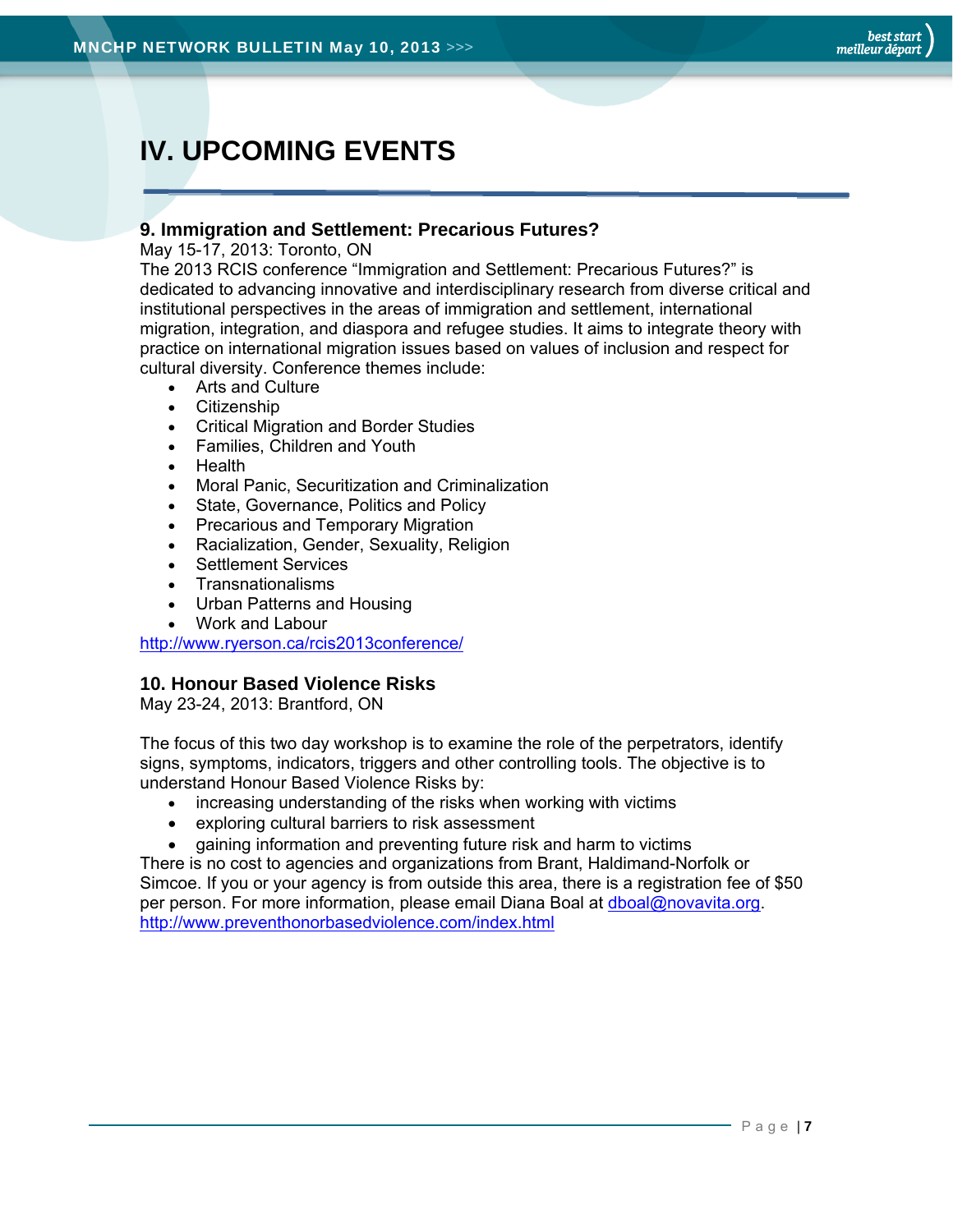# IV. UPCOMING EVENTS

### 9. Immigration and Settlement: Precarious Futures?

May 15-17, 2013: Toronto, ON

The 2013 RCIS conference "Immigration and Settlement: Precarious Futures?" is dedicated to advancing innovative and interdisciplinary research from diverse critical and institutional perspectives in the areas of immigration and settlement, international migration, integration, and diaspora and refugee studies. It aims to integrate theory with practice on international migration issues based on values of inclusion and respect for cultural diversity. Conference themes include:

- Arts and Culture
- Citizenship
- Critical Migration and Border Studies
- Families, Children and Youth
- Health
- Moral Panic, Securitization and Criminalization
- State, Governance, Politics and Policy
- Precarious and Temporary Migration
- Racialization, Gender, Sexuality, Religion
- Settlement Services
- Transnationalisms
- Urban Patterns and Housing
- Work and Labour

http://www.ryerson.ca/rcis2013conference/

### 10. Honour Based Violence Risks

May 23-24, 2013: Brantford, ON

The focus of this two day workshop is to examine the role of the perpetrators, identify signs, symptoms, indicators, triggers and other controlling tools. The objective is to understand Honour Based Violence Risks by:

- increasing understanding of the risks when working with victims
- exploring cultural barriers to risk assessment
- gaining information and preventing future risk and harm to victims

There is no cost to agencies and organizations from Brant, Haldimand-Norfolk or Simcoe. If you or your agency is from outside this area, there is a registration fee of $50 per person. For more information, please email Diana Boal at dboal@novavita.org.
http://www.preventhonorbasedviolence.com/index.html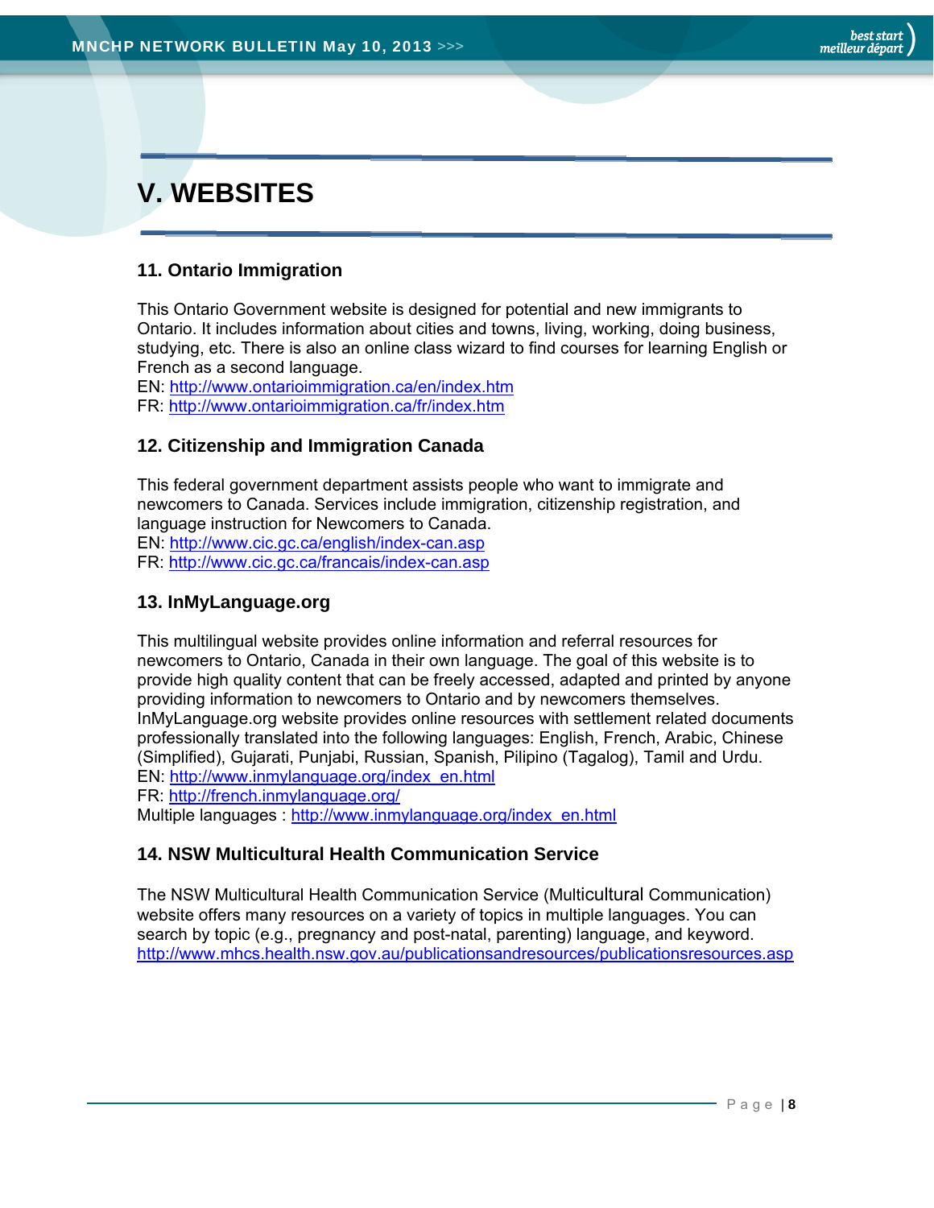# V. WEBSITES

### 11. Ontario Immigration

This Ontario Government website is designed for potential and new immigrants to Ontario. It includes information about cities and towns, living, working, doing business, studying, etc. There is also an online class wizard to find courses for learning English or French as a second language.
EN: http://www.ontarioimmigration.ca/en/index.htm
FR: http://www.ontarioimmigration.ca/fr/index.htm

### 12. Citizenship and Immigration Canada

This federal government department assists people who want to immigrate and newcomers to Canada. Services include immigration, citizenship registration, and language instruction for Newcomers to Canada.
EN: http://www.cic.gc.ca/english/index-can.asp
FR: http://www.cic.gc.ca/francais/index-can.asp

### 13. InMyLanguage.org

This multilingual website provides online information and referral resources for newcomers to Ontario, Canada in their own language. The goal of this website is to provide high quality content that can be freely accessed, adapted and printed by anyone providing information to newcomers to Ontario and by newcomers themselves. InMyLanguage.org website provides online resources with settlement related documents professionally translated into the following languages: English, French, Arabic, Chinese (Simplified), Gujarati, Punjabi, Russian, Spanish, Pilipino (Tagalog), Tamil and Urdu.
EN: http://www.inmylanguage.org/index_en.html
FR: http://french.inmylanguage.org/
Multiple languages : http://www.inmylanguage.org/index_en.html

### 14. NSW Multicultural Health Communication Service

The NSW Multicultural Health Communication Service (Multicultural Communication) website offers many resources on a variety of topics in multiple languages. You can search by topic (e.g., pregnancy and post-natal, parenting) language, and keyword.
http://www.mhcs.health.nsw.gov.au/publicationsandresources/publicationsresources.asp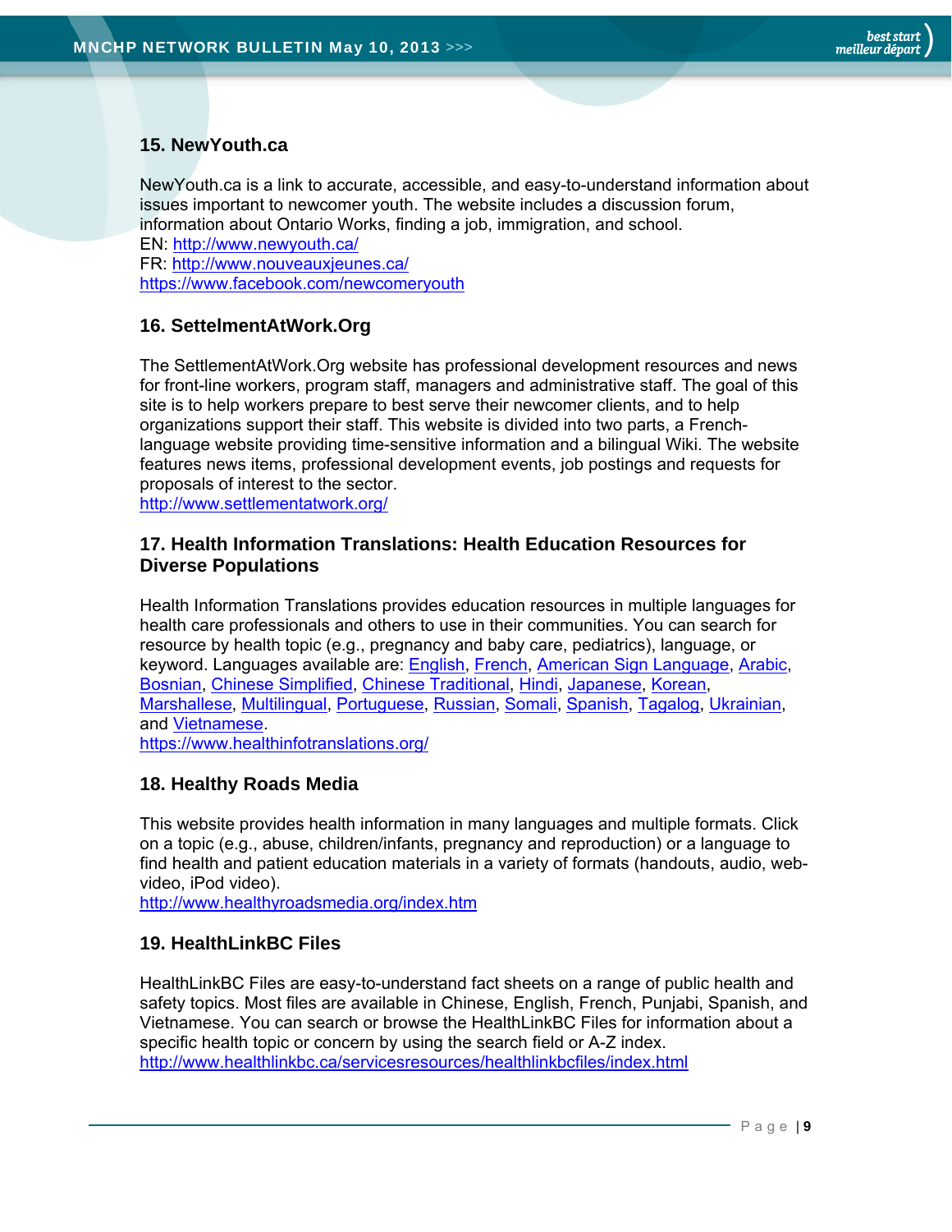### 15. NewYouth.ca

NewYouth.ca is a link to accurate, accessible, and easy-to-understand information about issues important to newcomer youth. The website includes a discussion forum, information about Ontario Works, finding a job, immigration, and school.
EN: http://www.newyouth.ca/
FR: http://www.nouveauxjeunes.ca/
https://www.facebook.com/newcomeryouth

### 16. SettelmentAtWork.Org

The SettlementAtWork.Org website has professional development resources and news for front-line workers, program staff, managers and administrative staff. The goal of this site is to help workers prepare to best serve their newcomer clients, and to help organizations support their staff. This website is divided into two parts, a French-language website providing time-sensitive information and a bilingual Wiki. The website features news items, professional development events, job postings and requests for proposals of interest to the sector.
http://www.settlementatwork.org/

### 17. Health Information Translations: Health Education Resources for Diverse Populations

Health Information Translations provides education resources in multiple languages for health care professionals and others to use in their communities. You can search for resource by health topic (e.g., pregnancy and baby care, pediatrics), language, or keyword. Languages available are: English, French, American Sign Language, Arabic, Bosnian, Chinese Simplified, Chinese Traditional, Hindi, Japanese, Korean, Marshallese, Multilingual, Portuguese, Russian, Somali, Spanish, Tagalog, Ukrainian, and Vietnamese.
https://www.healthinfotranslations.org/

### 18. Healthy Roads Media

This website provides health information in many languages and multiple formats. Click on a topic (e.g., abuse, children/infants, pregnancy and reproduction) or a language to find health and patient education materials in a variety of formats (handouts, audio, web-video, iPod video).
http://www.healthyroadsmedia.org/index.htm

### 19. HealthLinkBC Files

HealthLinkBC Files are easy-to-understand fact sheets on a range of public health and safety topics. Most files are available in Chinese, English, French, Punjabi, Spanish, and Vietnamese. You can search or browse the HealthLinkBC Files for information about a specific health topic or concern by using the search field or A-Z index.
http://www.healthlinkbc.ca/servicesresources/healthlinkbcfiles/index.html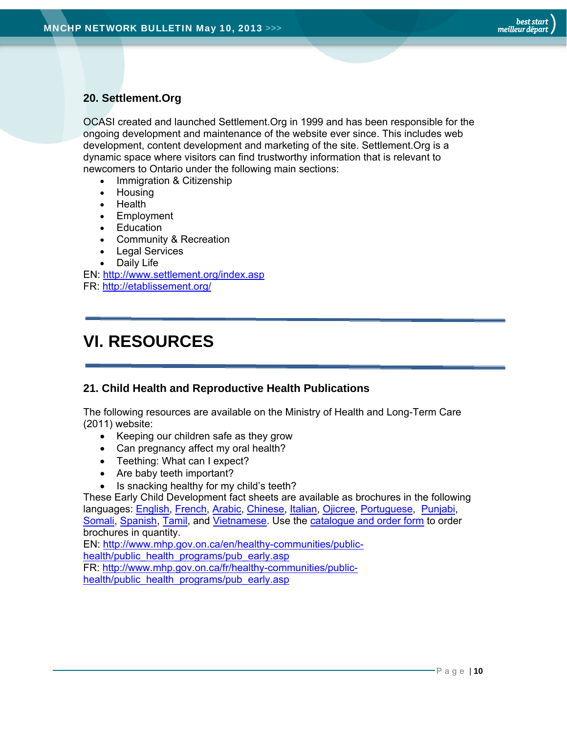### 20. Settlement.Org

OCASI created and launched Settlement.Org in 1999 and has been responsible for the ongoing development and maintenance of the website ever since. This includes web development, content development and marketing of the site. Settlement.Org is a dynamic space where visitors can find trustworthy information that is relevant to newcomers to Ontario under the following main sections:

- Immigration & Citizenship
- Housing
- Health
- Employment
- Education
- Community & Recreation
- Legal Services
- Daily Life

EN: http://www.settlement.org/index.asp
FR: http://etablissement.org/

# VI. RESOURCES

### 21. Child Health and Reproductive Health Publications

The following resources are available on the Ministry of Health and Long-Term Care (2011) website:

- Keeping our children safe as they grow
- Can pregnancy affect my oral health?
- Teething: What can I expect?
- Are baby teeth important?
- Is snacking healthy for my child's teeth?

These Early Child Development fact sheets are available as brochures in the following languages: English, French, Arabic, Chinese, Italian, Ojicree, Portuguese, Punjabi, Somali, Spanish, Tamil, and Vietnamese. Use the catalogue and order form to order brochures in quantity.
EN: http://www.mhp.gov.on.ca/en/healthy-communities/public-health/public_health_programs/pub_early.asp
FR: http://www.mhp.gov.on.ca/fr/healthy-communities/public-health/public_health_programs/pub_early.asp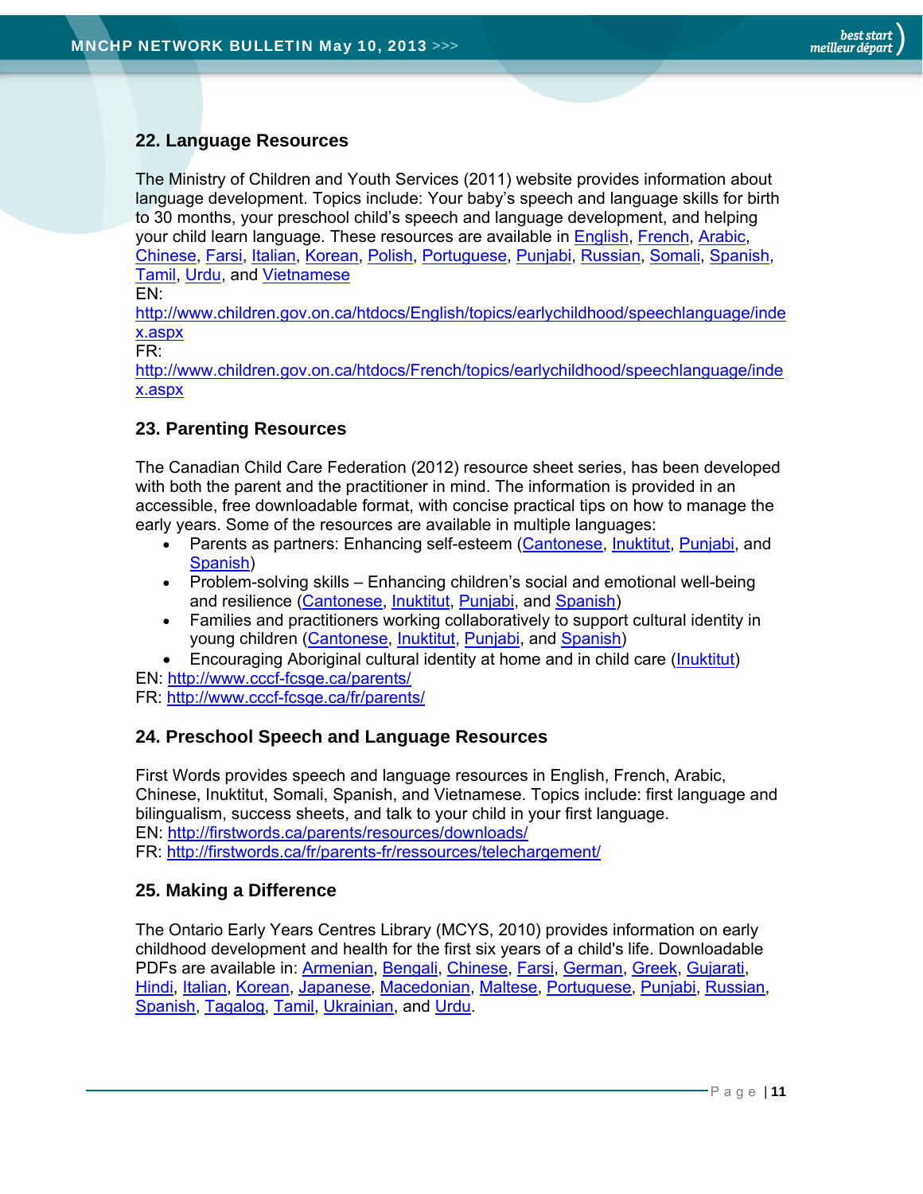## 22. Language Resources

The Ministry of Children and Youth Services (2011) website provides information about language development. Topics include: Your baby's speech and language skills for birth to 30 months, your preschool child's speech and language development, and helping your child learn language. These resources are available in English, French, Arabic, Chinese, Farsi, Italian, Korean, Polish, Portuguese, Punjabi, Russian, Somali, Spanish, Tamil, Urdu, and Vietnamese

EN:
http://www.children.gov.on.ca/htdocs/English/topics/earlychildhood/speechlanguage/index.aspx

FR:
http://www.children.gov.on.ca/htdocs/French/topics/earlychildhood/speechlanguage/index.aspx

## 23. Parenting Resources

The Canadian Child Care Federation (2012) resource sheet series, has been developed with both the parent and the practitioner in mind. The information is provided in an accessible, free downloadable format, with concise practical tips on how to manage the early years. Some of the resources are available in multiple languages:

- Parents as partners: Enhancing self-esteem (Cantonese, Inuktitut, Punjabi, and Spanish)
- Problem-solving skills – Enhancing children's social and emotional well-being and resilience (Cantonese, Inuktitut, Punjabi, and Spanish)
- Families and practitioners working collaboratively to support cultural identity in young children (Cantonese, Inuktitut, Punjabi, and Spanish)
- Encouraging Aboriginal cultural identity at home and in child care (Inuktitut)

EN: http://www.cccf-fcsge.ca/parents/
FR: http://www.cccf-fcsge.ca/fr/parents/

## 24. Preschool Speech and Language Resources

First Words provides speech and language resources in English, French, Arabic, Chinese, Inuktitut, Somali, Spanish, and Vietnamese. Topics include: first language and bilingualism, success sheets, and talk to your child in your first language.

EN: http://firstwords.ca/parents/resources/downloads/
FR: http://firstwords.ca/fr/parents-fr/ressources/telechargement/

## 25. Making a Difference

The Ontario Early Years Centres Library (MCYS, 2010) provides information on early childhood development and health for the first six years of a child's life. Downloadable PDFs are available in: Armenian, Bengali, Chinese, Farsi, German, Greek, Gujarati, Hindi, Italian, Korean, Japanese, Macedonian, Maltese, Portuguese, Punjabi, Russian, Spanish, Tagalog, Tamil, Ukrainian, and Urdu.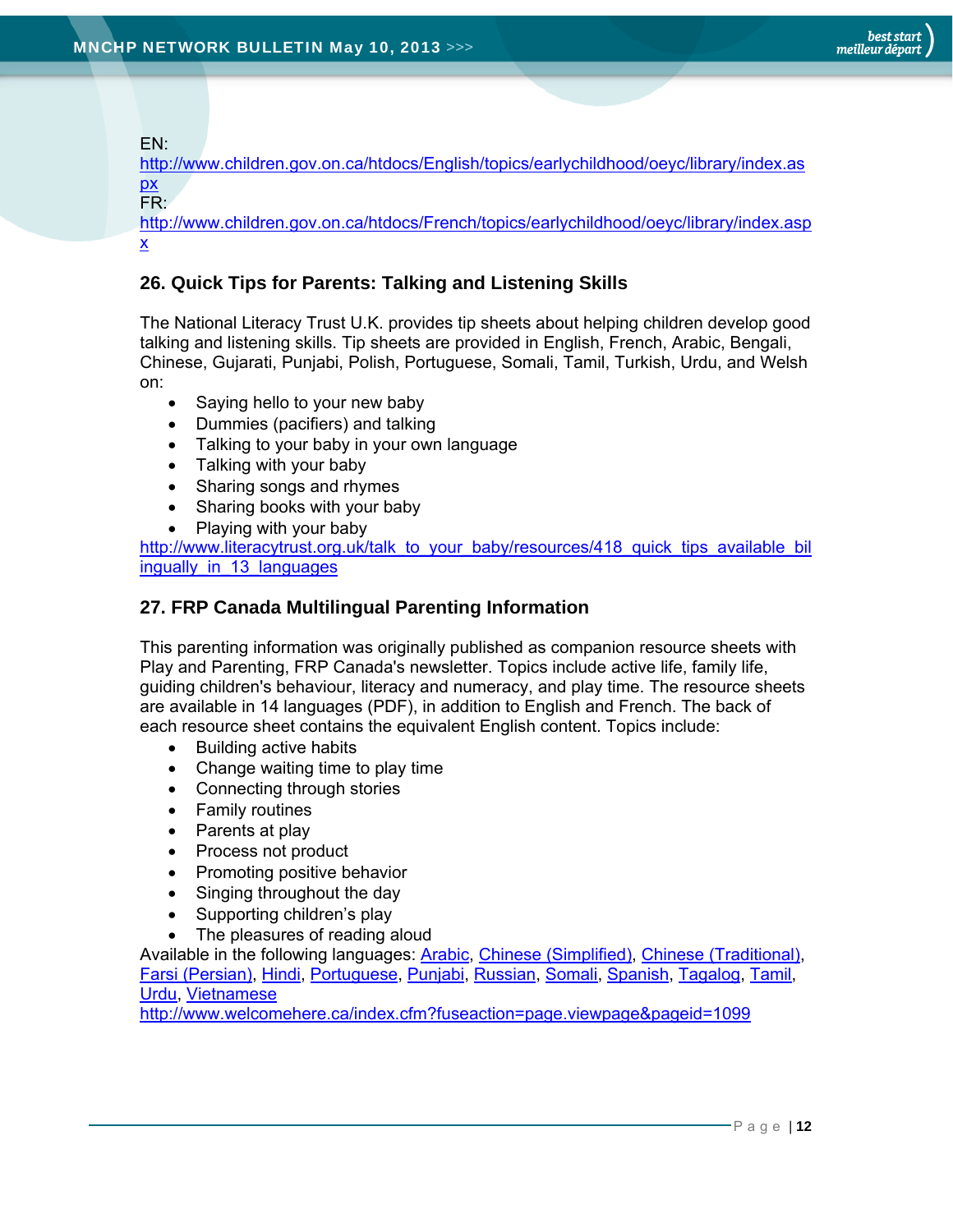EN:
http://www.children.gov.on.ca/htdocs/English/topics/earlychildhood/oeyc/library/index.aspx
FR:
http://www.children.gov.on.ca/htdocs/French/topics/earlychildhood/oeyc/library/index.aspx

### 26. Quick Tips for Parents: Talking and Listening Skills

The National Literacy Trust U.K. provides tip sheets about helping children develop good talking and listening skills. Tip sheets are provided in English, French, Arabic, Bengali, Chinese, Gujarati, Punjabi, Polish, Portuguese, Somali, Tamil, Turkish, Urdu, and Welsh on:

- Saying hello to your new baby
- Dummies (pacifiers) and talking
- Talking to your baby in your own language
- Talking with your baby
- Sharing songs and rhymes
- Sharing books with your baby
- Playing with your baby

http://www.literacytrust.org.uk/talk_to_your_baby/resources/418_quick_tips_available_bilingually_in_13_languages

### 27. FRP Canada Multilingual Parenting Information

This parenting information was originally published as companion resource sheets with Play and Parenting, FRP Canada's newsletter. Topics include active life, family life, guiding children's behaviour, literacy and numeracy, and play time. The resource sheets are available in 14 languages (PDF), in addition to English and French. The back of each resource sheet contains the equivalent English content. Topics include:

- Building active habits
- Change waiting time to play time
- Connecting through stories
- Family routines
- Parents at play
- Process not product
- Promoting positive behavior
- Singing throughout the day
- Supporting children's play
- The pleasures of reading aloud

Available in the following languages: Arabic, Chinese (Simplified), Chinese (Traditional), Farsi (Persian), Hindi, Portuguese, Punjabi, Russian, Somali, Spanish, Tagalog, Tamil, Urdu, Vietnamese
http://www.welcomehere.ca/index.cfm?fuseaction=page.viewpage&pageid=1099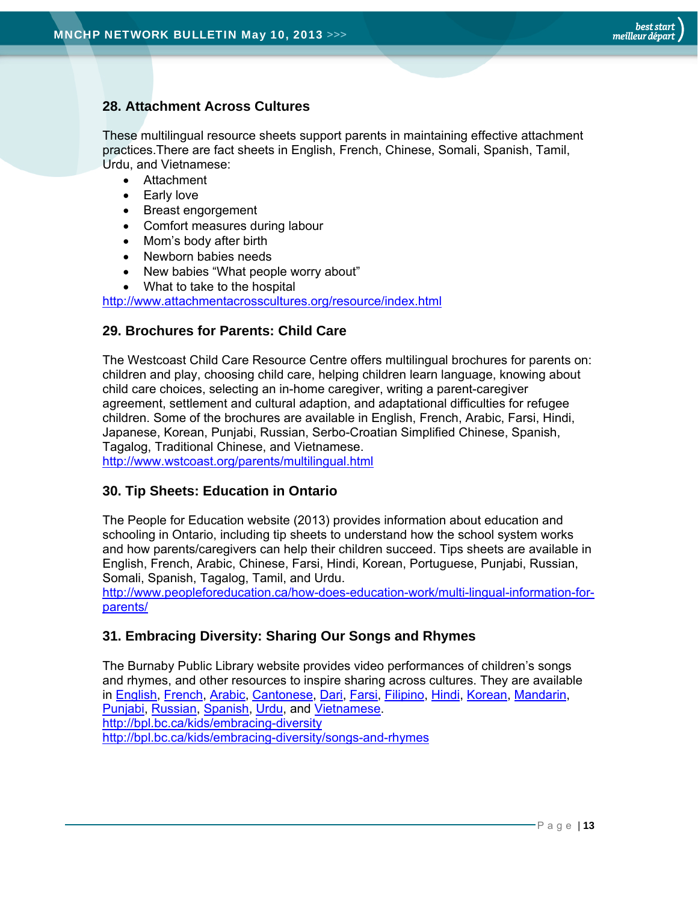### 28. Attachment Across Cultures

These multilingual resource sheets support parents in maintaining effective attachment practices.There are fact sheets in English, French, Chinese, Somali, Spanish, Tamil, Urdu, and Vietnamese:

- Attachment
- Early love
- Breast engorgement
- Comfort measures during labour
- Mom's body after birth
- Newborn babies needs
- New babies "What people worry about"
- What to take to the hospital

http://www.attachmentacrosscultures.org/resource/index.html

### 29. Brochures for Parents: Child Care

The Westcoast Child Care Resource Centre offers multilingual brochures for parents on: children and play, choosing child care, helping children learn language, knowing about child care choices, selecting an in-home caregiver, writing a parent-caregiver agreement, settlement and cultural adaption, and adaptational difficulties for refugee children. Some of the brochures are available in English, French, Arabic, Farsi, Hindi, Japanese, Korean, Punjabi, Russian, Serbo-Croatian Simplified Chinese, Spanish, Tagalog, Traditional Chinese, and Vietnamese.
http://www.wstcoast.org/parents/multilingual.html

### 30. Tip Sheets: Education in Ontario

The People for Education website (2013) provides information about education and schooling in Ontario, including tip sheets to understand how the school system works and how parents/caregivers can help their children succeed. Tips sheets are available in English, French, Arabic, Chinese, Farsi, Hindi, Korean, Portuguese, Punjabi, Russian, Somali, Spanish, Tagalog, Tamil, and Urdu.
http://www.peopleforeducation.ca/how-does-education-work/multi-lingual-information-for-parents/

### 31. Embracing Diversity: Sharing Our Songs and Rhymes

The Burnaby Public Library website provides video performances of children's songs and rhymes, and other resources to inspire sharing across cultures. They are available in English, French, Arabic, Cantonese, Dari, Farsi, Filipino, Hindi, Korean, Mandarin, Punjabi, Russian, Spanish, Urdu, and Vietnamese.
http://bpl.bc.ca/kids/embracing-diversity
http://bpl.bc.ca/kids/embracing-diversity/songs-and-rhymes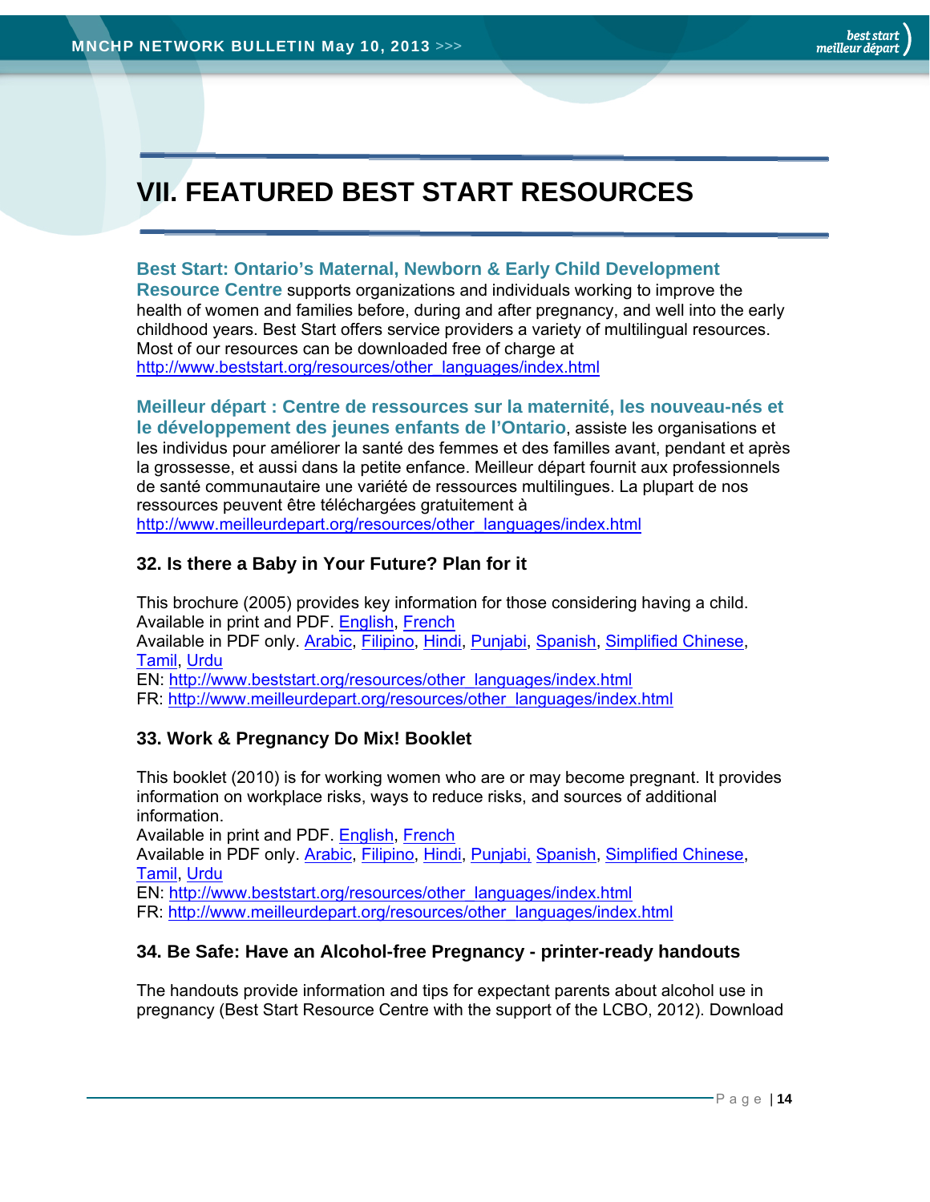## VII. FEATURED BEST START RESOURCES

**Best Start: Ontario's Maternal, Newborn & Early Child Development Resource Centre** supports organizations and individuals working to improve the health of women and families before, during and after pregnancy, and well into the early childhood years. Best Start offers service providers a variety of multilingual resources. Most of our resources can be downloaded free of charge at http://www.beststart.org/resources/other_languages/index.html

**Meilleur départ : Centre de ressources sur la maternité, les nouveau-nés et le développement des jeunes enfants de l'Ontario**, assiste les organisations et les individus pour améliorer la santé des femmes et des familles avant, pendant et après la grossesse, et aussi dans la petite enfance. Meilleur départ fournit aux professionnels de santé communautaire une variété de ressources multilingues. La plupart de nos ressources peuvent être téléchargées gratuitement à http://www.meilleurdepart.org/resources/other_languages/index.html

### 32. Is there a Baby in Your Future? Plan for it

This brochure (2005) provides key information for those considering having a child.
Available in print and PDF. English, French
Available in PDF only. Arabic, Filipino, Hindi, Punjabi, Spanish, Simplified Chinese, Tamil, Urdu
EN: http://www.beststart.org/resources/other_languages/index.html
FR: http://www.meilleurdepart.org/resources/other_languages/index.html

### 33. Work & Pregnancy Do Mix! Booklet

This booklet (2010) is for working women who are or may become pregnant. It provides information on workplace risks, ways to reduce risks, and sources of additional information.
Available in print and PDF. English, French
Available in PDF only. Arabic, Filipino, Hindi, Punjabi, Spanish, Simplified Chinese, Tamil, Urdu
EN: http://www.beststart.org/resources/other_languages/index.html
FR: http://www.meilleurdepart.org/resources/other_languages/index.html

### 34. Be Safe: Have an Alcohol-free Pregnancy - printer-ready handouts

The handouts provide information and tips for expectant parents about alcohol use in pregnancy (Best Start Resource Centre with the support of the LCBO, 2012). Download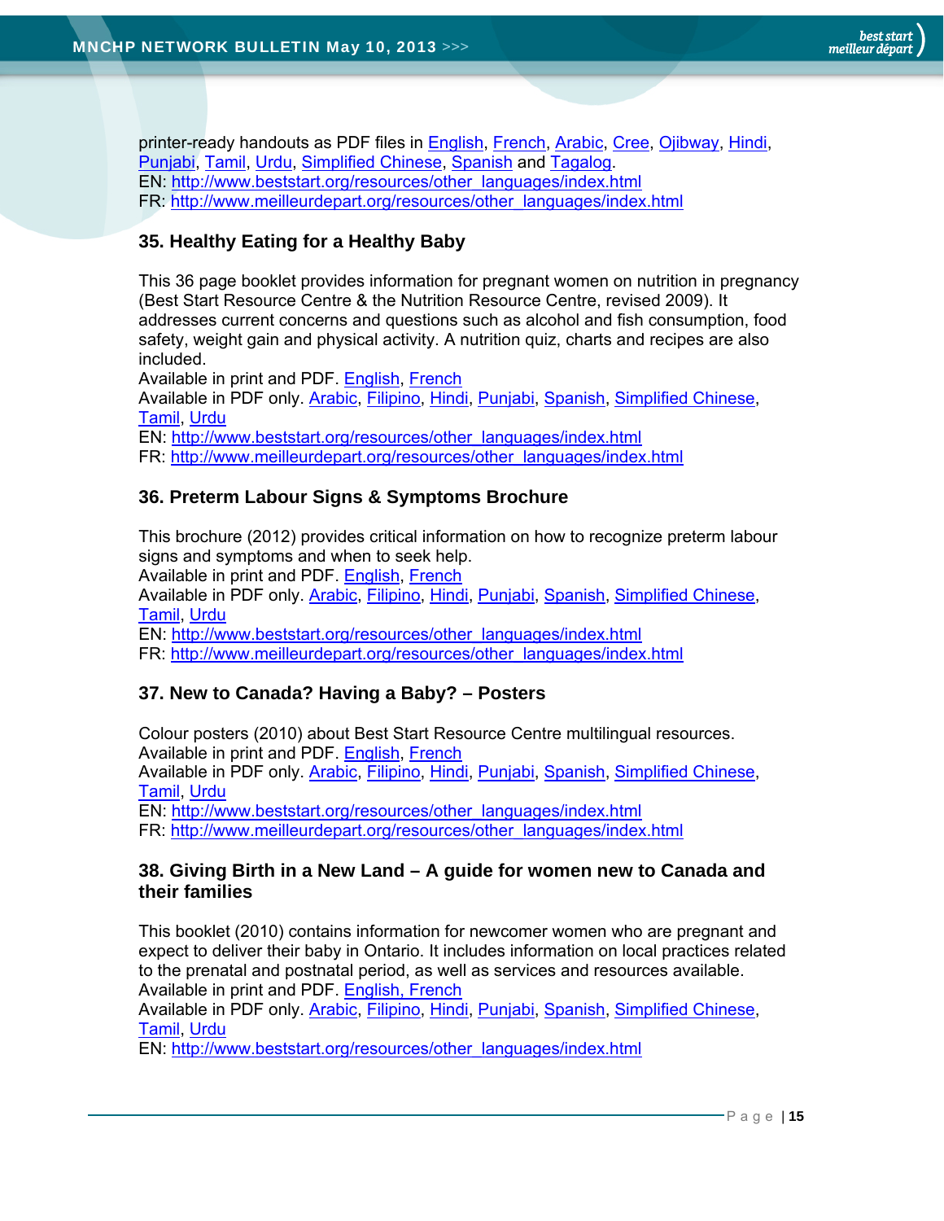printer-ready handouts as PDF files in English, French, Arabic, Cree, Ojibway, Hindi, Punjabi, Tamil, Urdu, Simplified Chinese, Spanish and Tagalog.
EN: http://www.beststart.org/resources/other_languages/index.html
FR: http://www.meilleurdepart.org/resources/other_languages/index.html

### 35. Healthy Eating for a Healthy Baby

This 36 page booklet provides information for pregnant women on nutrition in pregnancy (Best Start Resource Centre & the Nutrition Resource Centre, revised 2009). It addresses current concerns and questions such as alcohol and fish consumption, food safety, weight gain and physical activity. A nutrition quiz, charts and recipes are also included.
Available in print and PDF. English, French
Available in PDF only. Arabic, Filipino, Hindi, Punjabi, Spanish, Simplified Chinese, Tamil, Urdu
EN: http://www.beststart.org/resources/other_languages/index.html
FR: http://www.meilleurdepart.org/resources/other_languages/index.html

### 36. Preterm Labour Signs & Symptoms Brochure

This brochure (2012) provides critical information on how to recognize preterm labour signs and symptoms and when to seek help.
Available in print and PDF. English, French
Available in PDF only. Arabic, Filipino, Hindi, Punjabi, Spanish, Simplified Chinese, Tamil, Urdu
EN: http://www.beststart.org/resources/other_languages/index.html
FR: http://www.meilleurdepart.org/resources/other_languages/index.html

### 37. New to Canada? Having a Baby? – Posters

Colour posters (2010) about Best Start Resource Centre multilingual resources.
Available in print and PDF. English, French
Available in PDF only. Arabic, Filipino, Hindi, Punjabi, Spanish, Simplified Chinese, Tamil, Urdu
EN: http://www.beststart.org/resources/other_languages/index.html
FR: http://www.meilleurdepart.org/resources/other_languages/index.html

### 38. Giving Birth in a New Land – A guide for women new to Canada and their families

This booklet (2010) contains information for newcomer women who are pregnant and expect to deliver their baby in Ontario. It includes information on local practices related to the prenatal and postnatal period, as well as services and resources available.
Available in print and PDF. English, French
Available in PDF only. Arabic, Filipino, Hindi, Punjabi, Spanish, Simplified Chinese, Tamil, Urdu
EN: http://www.beststart.org/resources/other_languages/index.html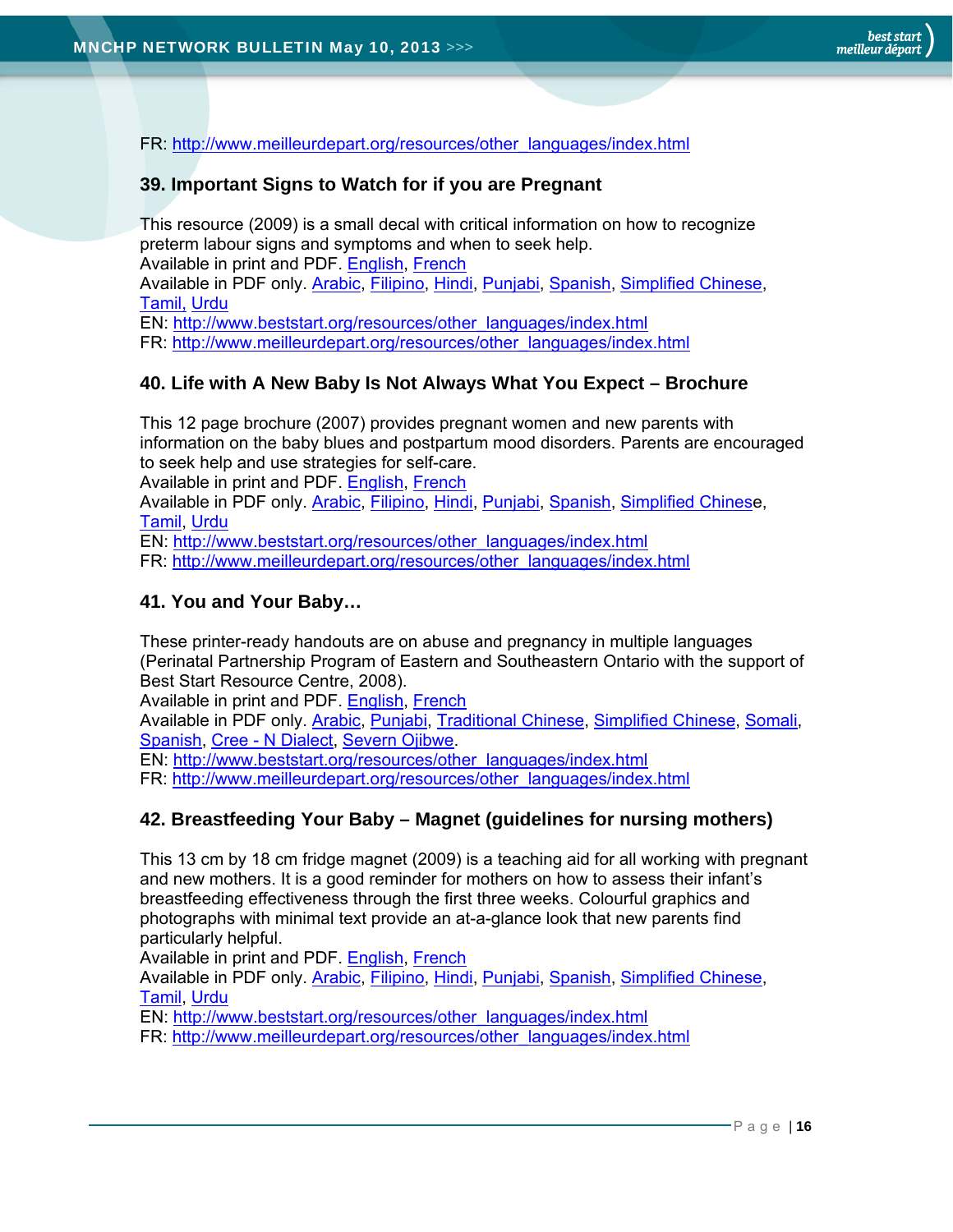FR: http://www.meilleurdepart.org/resources/other_languages/index.html

### 39. Important Signs to Watch for if you are Pregnant

This resource (2009) is a small decal with critical information on how to recognize preterm labour signs and symptoms and when to seek help.
Available in print and PDF. English, French
Available in PDF only. Arabic, Filipino, Hindi, Punjabi, Spanish, Simplified Chinese, Tamil, Urdu
EN: http://www.beststart.org/resources/other_languages/index.html
FR: http://www.meilleurdepart.org/resources/other_languages/index.html

### 40. Life with A New Baby Is Not Always What You Expect – Brochure

This 12 page brochure (2007) provides pregnant women and new parents with information on the baby blues and postpartum mood disorders. Parents are encouraged to seek help and use strategies for self-care.
Available in print and PDF. English, French
Available in PDF only. Arabic, Filipino, Hindi, Punjabi, Spanish, Simplified Chinese, Tamil, Urdu
EN: http://www.beststart.org/resources/other_languages/index.html
FR: http://www.meilleurdepart.org/resources/other_languages/index.html

### 41. You and Your Baby…

These printer-ready handouts are on abuse and pregnancy in multiple languages (Perinatal Partnership Program of Eastern and Southeastern Ontario with the support of Best Start Resource Centre, 2008).
Available in print and PDF. English, French
Available in PDF only. Arabic, Punjabi, Traditional Chinese, Simplified Chinese, Somali, Spanish, Cree - N Dialect, Severn Ojibwe.
EN: http://www.beststart.org/resources/other_languages/index.html
FR: http://www.meilleurdepart.org/resources/other_languages/index.html

### 42. Breastfeeding Your Baby – Magnet (guidelines for nursing mothers)

This 13 cm by 18 cm fridge magnet (2009) is a teaching aid for all working with pregnant and new mothers. It is a good reminder for mothers on how to assess their infant's breastfeeding effectiveness through the first three weeks. Colourful graphics and photographs with minimal text provide an at-a-glance look that new parents find particularly helpful.
Available in print and PDF. English, French
Available in PDF only. Arabic, Filipino, Hindi, Punjabi, Spanish, Simplified Chinese, Tamil, Urdu
EN: http://www.beststart.org/resources/other_languages/index.html
FR: http://www.meilleurdepart.org/resources/other_languages/index.html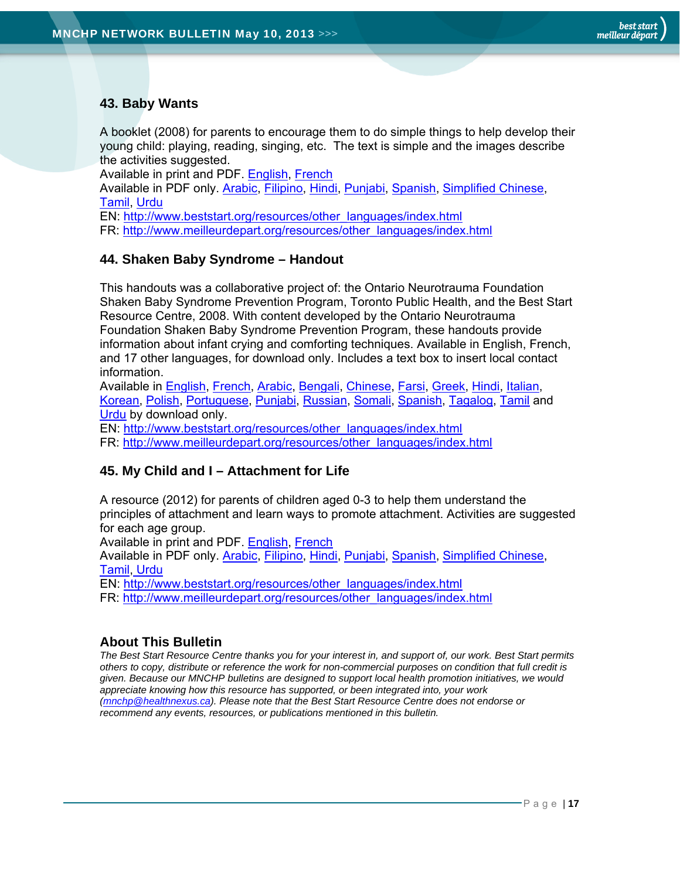### 43. Baby Wants

A booklet (2008) for parents to encourage them to do simple things to help develop their young child: playing, reading, singing, etc. The text is simple and the images describe the activities suggested.

Available in print and PDF. English, French

Available in PDF only. Arabic, Filipino, Hindi, Punjabi, Spanish, Simplified Chinese, Tamil, Urdu

EN: http://www.beststart.org/resources/other_languages/index.html

FR: http://www.meilleurdepart.org/resources/other_languages/index.html

### 44. Shaken Baby Syndrome – Handout

This handouts was a collaborative project of: the Ontario Neurotrauma Foundation Shaken Baby Syndrome Prevention Program, Toronto Public Health, and the Best Start Resource Centre, 2008. With content developed by the Ontario Neurotrauma Foundation Shaken Baby Syndrome Prevention Program, these handouts provide information about infant crying and comforting techniques. Available in English, French, and 17 other languages, for download only. Includes a text box to insert local contact information.

Available in English, French, Arabic, Bengali, Chinese, Farsi, Greek, Hindi, Italian, Korean, Polish, Portuguese, Punjabi, Russian, Somali, Spanish, Tagalog, Tamil and Urdu by download only.

EN: http://www.beststart.org/resources/other_languages/index.html

FR: http://www.meilleurdepart.org/resources/other_languages/index.html

### 45. My Child and I – Attachment for Life

A resource (2012) for parents of children aged 0-3 to help them understand the principles of attachment and learn ways to promote attachment. Activities are suggested for each age group.

Available in print and PDF. English, French

Available in PDF only. Arabic, Filipino, Hindi, Punjabi, Spanish, Simplified Chinese, Tamil, Urdu

EN: http://www.beststart.org/resources/other_languages/index.html

FR: http://www.meilleurdepart.org/resources/other_languages/index.html

## About This Bulletin

*The Best Start Resource Centre thanks you for your interest in, and support of, our work. Best Start permits others to copy, distribute or reference the work for non-commercial purposes on condition that full credit is given. Because our MNCHP bulletins are designed to support local health promotion initiatives, we would appreciate knowing how this resource has supported, or been integrated into, your work (mnchp@healthnexus.ca). Please note that the Best Start Resource Centre does not endorse or recommend any events, resources, or publications mentioned in this bulletin.*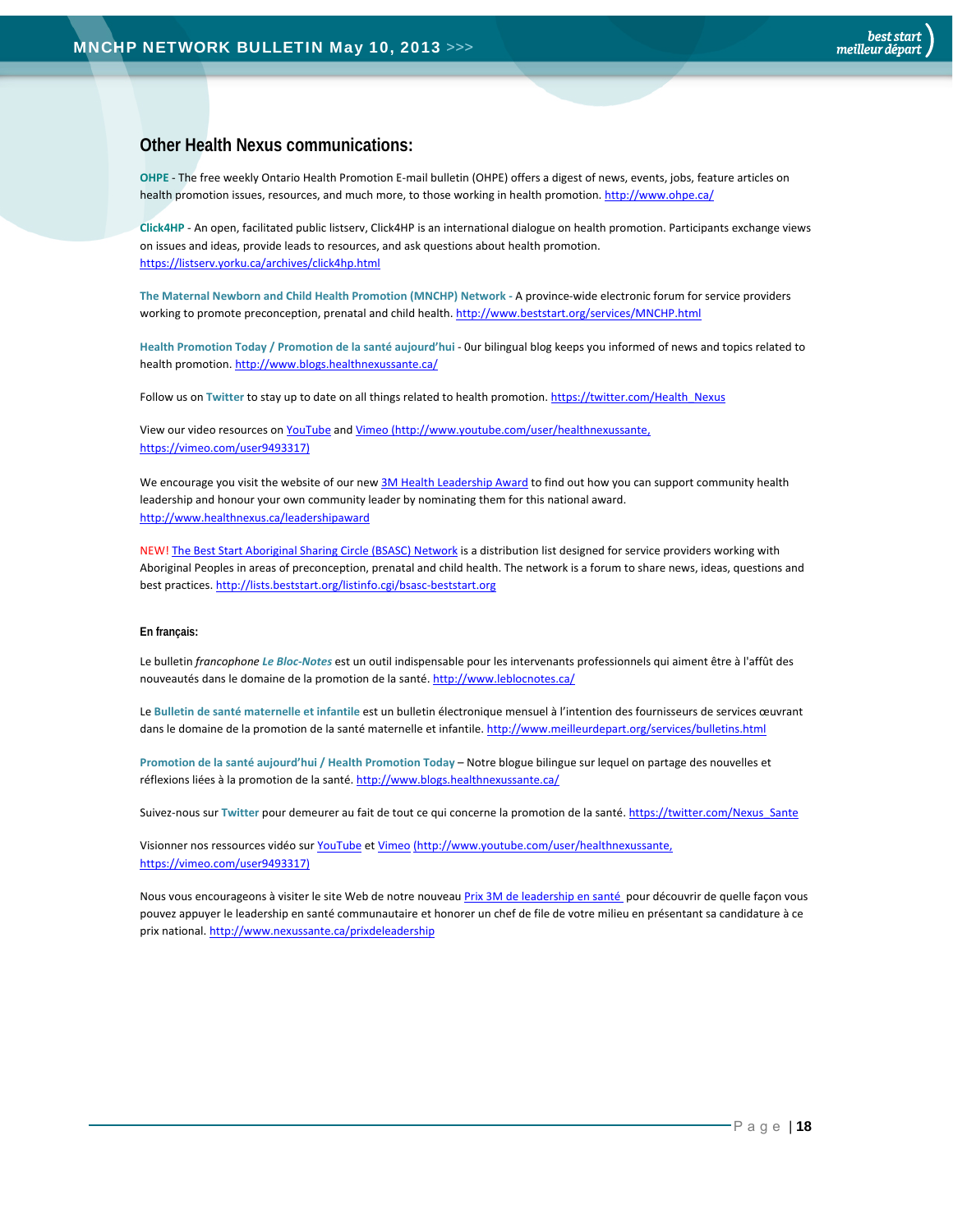## Other Health Nexus communications:

**OHPE** - The free weekly Ontario Health Promotion E-mail bulletin (OHPE) offers a digest of news, events, jobs, feature articles on health promotion issues, resources, and much more, to those working in health promotion. http://www.ohpe.ca/

**Click4HP** - An open, facilitated public listserv, Click4HP is an international dialogue on health promotion. Participants exchange views on issues and ideas, provide leads to resources, and ask questions about health promotion. https://listserv.yorku.ca/archives/click4hp.html

**The Maternal Newborn and Child Health Promotion (MNCHP) Network -** A province-wide electronic forum for service providers working to promote preconception, prenatal and child health. http://www.beststart.org/services/MNCHP.html

**Health Promotion Today / Promotion de la santé aujourd'hui** - 0ur bilingual blog keeps you informed of news and topics related to health promotion. http://www.blogs.healthnexussante.ca/

Follow us on **Twitter** to stay up to date on all things related to health promotion. https://twitter.com/Health_Nexus

View our video resources on YouTube and Vimeo (http://www.youtube.com/user/healthnexussante, https://vimeo.com/user9493317)

We encourage you visit the website of our new 3M Health Leadership Award to find out how you can support community health leadership and honour your own community leader by nominating them for this national award. http://www.healthnexus.ca/leadershipaward

NEW! The Best Start Aboriginal Sharing Circle (BSASC) Network is a distribution list designed for service providers working with Aboriginal Peoples in areas of preconception, prenatal and child health. The network is a forum to share news, ideas, questions and best practices. http://lists.beststart.org/listinfo.cgi/bsasc-beststart.org

#### En français:

Le bulletin *francophone* ***Le Bloc-Notes*** est un outil indispensable pour les intervenants professionnels qui aiment être à l'affût des nouveautés dans le domaine de la promotion de la santé. http://www.leblocnotes.ca/

Le **Bulletin de santé maternelle et infantile** est un bulletin électronique mensuel à l'intention des fournisseurs de services œuvrant dans le domaine de la promotion de la santé maternelle et infantile. http://www.meilleurdepart.org/services/bulletins.html

**Promotion de la santé aujourd'hui / Health Promotion Today** – Notre blogue bilingue sur lequel on partage des nouvelles et réflexions liées à la promotion de la santé. http://www.blogs.healthnexussante.ca/

Suivez-nous sur **Twitter** pour demeurer au fait de tout ce qui concerne la promotion de la santé. https://twitter.com/Nexus_Sante

Visionner nos ressources vidéo sur YouTube et Vimeo (http://www.youtube.com/user/healthnexussante, https://vimeo.com/user9493317)

Nous vous encourageons à visiter le site Web de notre nouveau Prix 3M de leadership en santé pour découvrir de quelle façon vous pouvez appuyer le leadership en santé communautaire et honorer un chef de file de votre milieu en présentant sa candidature à ce prix national. http://www.nexussante.ca/prixdeleadership